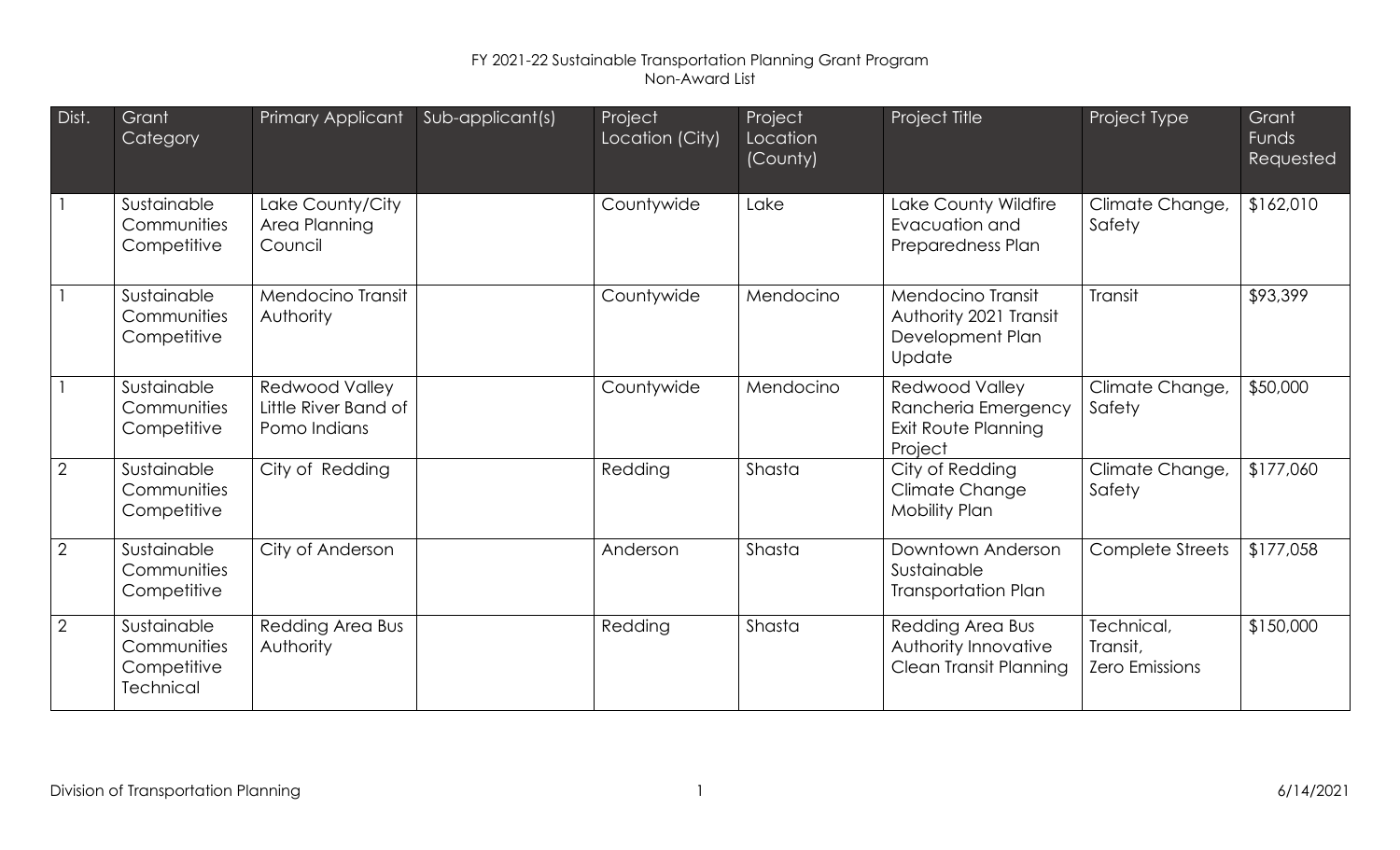# FY 2021-22 Sustainable Transportation Planning Grant Program
## Non-Award List

| Dist. | Grant Category | Primary Applicant | Sub-applicant(s) | Project Location (City) | Project Location (County) | Project Title | Project Type | Grant Funds Requested |
|---|---|---|---|---|---|---|---|---|
| 1 | Sustainable Communities Competitive | Lake County/City Area Planning Council | | Countywide | Lake | Lake County Wildfire Evacuation and Preparedness Plan | Climate Change, Safety | $162,010 |
| 1 | Sustainable Communities Competitive | Mendocino Transit Authority | | Countywide | Mendocino | Mendocino Transit Authority 2021 Transit Development Plan Update | Transit | $93,399 |
| 1 | Sustainable Communities Competitive | Redwood Valley Little River Band of Pomo Indians | | Countywide | Mendocino | Redwood Valley Rancheria Emergency Exit Route Planning Project | Climate Change, Safety | $50,000 |
| 2 | Sustainable Communities Competitive | City of Redding | | Redding | Shasta | City of Redding Climate Change Mobility Plan | Climate Change, Safety | $177,060 |
| 2 | Sustainable Communities Competitive | City of Anderson | | Anderson | Shasta | Downtown Anderson Sustainable Transportation Plan | Complete Streets | $177,058 |
| 2 | Sustainable Communities Competitive Technical | Redding Area Bus Authority | | Redding | Shasta | Redding Area Bus Authority Innovative Clean Transit Planning | Technical, Transit, Zero Emissions | $150,000 |

Division of Transportation Planning 6/14/2021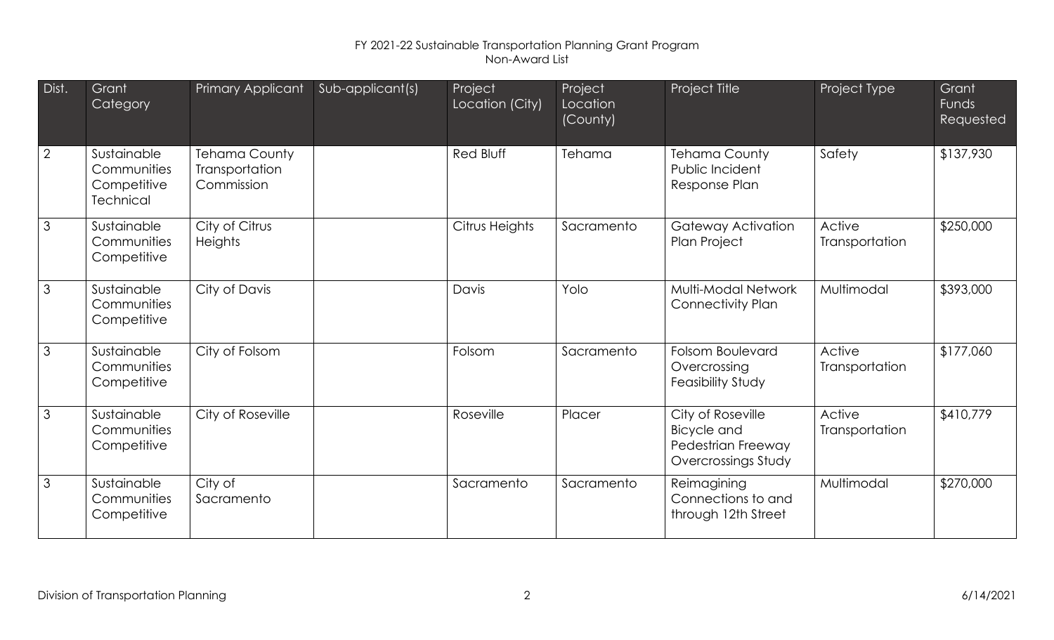FY 2021-22 Sustainable Transportation Planning Grant Program
Non-Award List

| Dist. | Grant Category | Primary Applicant | Sub-applicant(s) | Project Location (City) | Project Location (County) | Project Title | Project Type | Grant Funds Requested |
|---|---|---|---|---|---|---|---|---|
| 2 | Sustainable Communities Competitive Technical | Tehama County Transportation Commission | | Red Bluff | Tehama | Tehama County Public Incident Response Plan | Safety | $137,930 |
| 3 | Sustainable Communities Competitive | City of Citrus Heights | | Citrus Heights | Sacramento | Gateway Activation Plan Project | Active Transportation | $250,000 |
| 3 | Sustainable Communities Competitive | City of Davis | | Davis | Yolo | Multi-Modal Network Connectivity Plan | Multimodal | $393,000 |
| 3 | Sustainable Communities Competitive | City of Folsom | | Folsom | Sacramento | Folsom Boulevard Overcrossing Feasibility Study | Active Transportation | $177,060 |
| 3 | Sustainable Communities Competitive | City of Roseville | | Roseville | Placer | City of Roseville Bicycle and Pedestrian Freeway Overcrossings Study | Active Transportation | $410,779 |
| 3 | Sustainable Communities Competitive | City of Sacramento | | Sacramento | Sacramento | Reimagining Connections to and through 12th Street | Multimodal | $270,000 |

Division of Transportation Planning 6/14/2021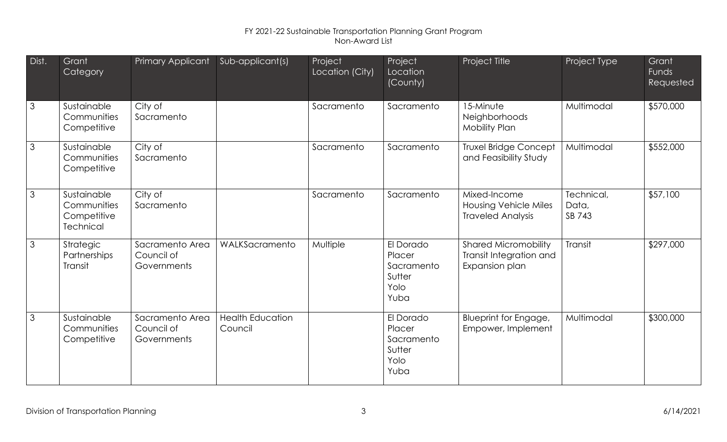FY 2021-22 Sustainable Transportation Planning Grant Program
Non-Award List

| Dist. | Grant Category | Primary Applicant | Sub-applicant(s) | Project Location (City) | Project Location (County) | Project Title | Project Type | Grant Funds Requested |
|---|---|---|---|---|---|---|---|---|
| 3 | Sustainable Communities Competitive | City of Sacramento | | Sacramento | Sacramento | 15-Minute Neighborhoods Mobility Plan | Multimodal | $570,000 |
| 3 | Sustainable Communities Competitive | City of Sacramento | | Sacramento | Sacramento | Truxel Bridge Concept and Feasibility Study | Multimodal | $552,000 |
| 3 | Sustainable Communities Competitive Technical | City of Sacramento | | Sacramento | Sacramento | Mixed-Income Housing Vehicle Miles Traveled Analysis | Technical, Data, SB 743 | $57,100 |
| 3 | Strategic Partnerships Transit | Sacramento Area Council of Governments | WALKSacramento | Multiple | El Dorado Placer Sacramento Sutter Yolo Yuba | Shared Micromobility Transit Integration and Expansion plan | Transit | $297,000 |
| 3 | Sustainable Communities Competitive | Sacramento Area Council of Governments | Health Education Council | | El Dorado Placer Sacramento Sutter Yolo Yuba | Blueprint for Engage, Empower, Implement | Multimodal | $300,000 |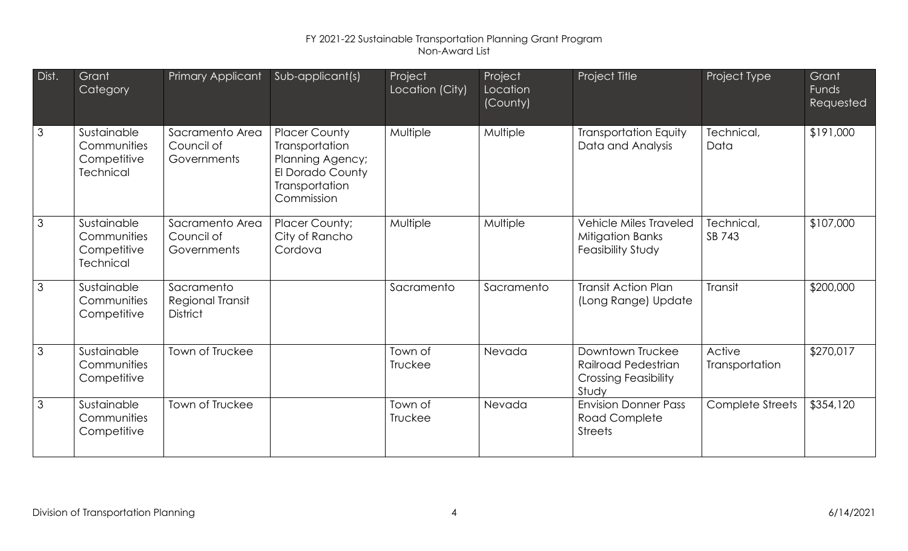FY 2021-22 Sustainable Transportation Planning Grant Program
Non-Award List

| Dist. | Grant Category | Primary Applicant | Sub-applicant(s) | Project Location (City) | Project Location (County) | Project Title | Project Type | Grant Funds Requested |
|---|---|---|---|---|---|---|---|---|
| 3 | Sustainable Communities Competitive Technical | Sacramento Area Council of Governments | Placer County Transportation Planning Agency; El Dorado County Transportation Commission | Multiple | Multiple | Transportation Equity Data and Analysis | Technical, Data | $191,000 |
| 3 | Sustainable Communities Competitive Technical | Sacramento Area Council of Governments | Placer County; City of Rancho Cordova | Multiple | Multiple | Vehicle Miles Traveled Mitigation Banks Feasibility Study | Technical, SB 743 | $107,000 |
| 3 | Sustainable Communities Competitive | Sacramento Regional Transit District | | Sacramento | Sacramento | Transit Action Plan (Long Range) Update | Transit | $200,000 |
| 3 | Sustainable Communities Competitive | Town of Truckee | | Town of Truckee | Nevada | Downtown Truckee Railroad Pedestrian Crossing Feasibility Study | Active Transportation | $270,017 |
| 3 | Sustainable Communities Competitive | Town of Truckee | | Town of Truckee | Nevada | Envision Donner Pass Road Complete Streets | Complete Streets | $354,120 |

Division of Transportation Planning

6/14/2021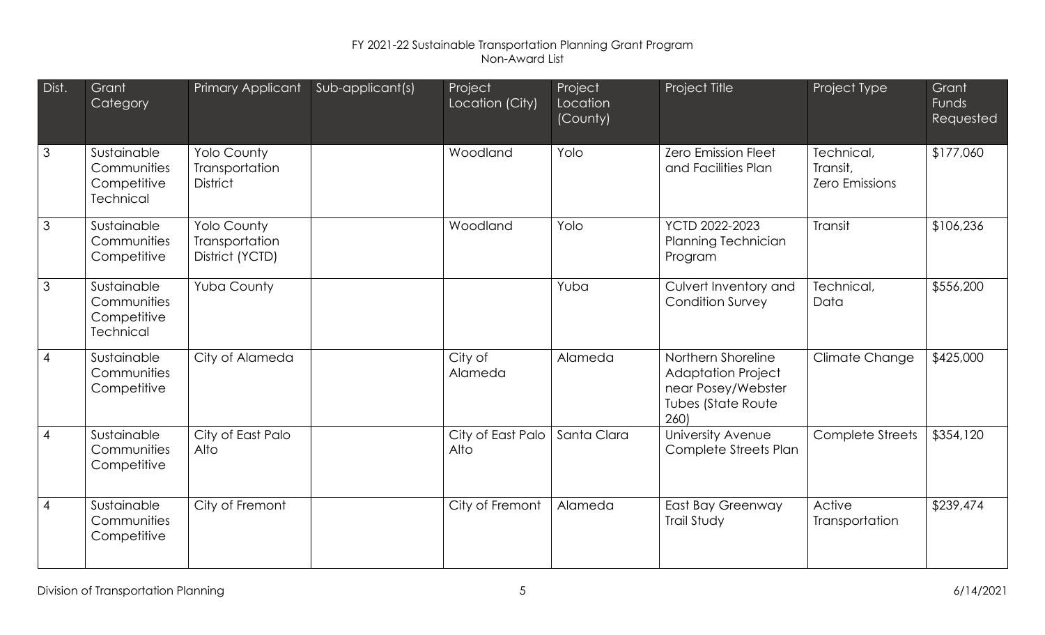FY 2021-22 Sustainable Transportation Planning Grant Program
Non-Award List

| Dist. | Grant Category | Primary Applicant | Sub-applicant(s) | Project Location (City) | Project Location (County) | Project Title | Project Type | Grant Funds Requested |
|---|---|---|---|---|---|---|---|---|
| 3 | Sustainable Communities Competitive Technical | Yolo County Transportation District | | Woodland | Yolo | Zero Emission Fleet and Facilities Plan | Technical, Transit, Zero Emissions | $177,060 |
| 3 | Sustainable Communities Competitive | Yolo County Transportation District (YCTD) | | Woodland | Yolo | YCTD 2022-2023 Planning Technician Program | Transit | $106,236 |
| 3 | Sustainable Communities Competitive Technical | Yuba County | | | Yuba | Culvert Inventory and Condition Survey | Technical, Data | $556,200 |
| 4 | Sustainable Communities Competitive | City of Alameda | | City of Alameda | Alameda | Northern Shoreline Adaptation Project near Posey/Webster Tubes (State Route 260) | Climate Change | $425,000 |
| 4 | Sustainable Communities Competitive | City of East Palo Alto | | City of East Palo Alto | Santa Clara | University Avenue Complete Streets Plan | Complete Streets | $354,120 |
| 4 | Sustainable Communities Competitive | City of Fremont | | City of Fremont | Alameda | East Bay Greenway Trail Study | Active Transportation | $239,474 |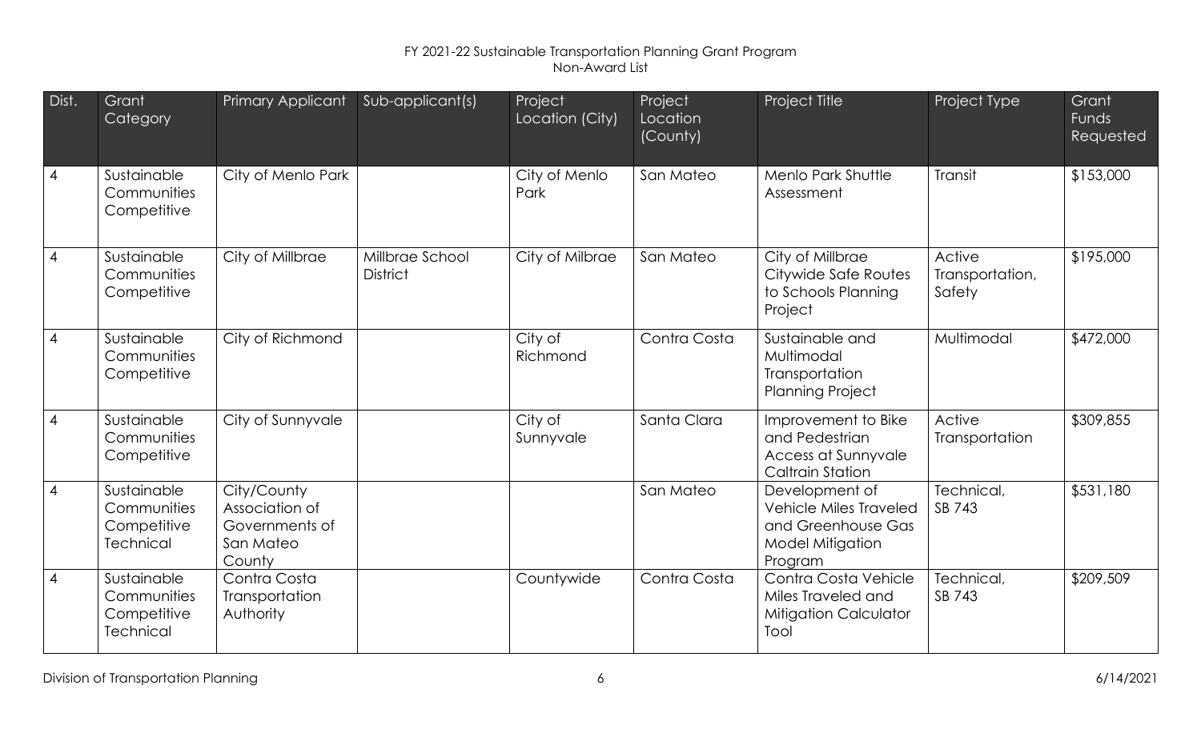FY 2021-22 Sustainable Transportation Planning Grant Program
Non-Award List

| Dist. | Grant Category | Primary Applicant | Sub-applicant(s) | Project Location (City) | Project Location (County) | Project Title | Project Type | Grant Funds Requested |
|---|---|---|---|---|---|---|---|---|
| 4 | Sustainable Communities Competitive | City of Menlo Park | | City of Menlo Park | San Mateo | Menlo Park Shuttle Assessment | Transit | $153,000 |
| 4 | Sustainable Communities Competitive | City of Millbrae | Millbrae School District | City of Milbrae | San Mateo | City of Millbrae Citywide Safe Routes to Schools Planning Project | Active Transportation, Safety | $195,000 |
| 4 | Sustainable Communities Competitive | City of Richmond | | City of Richmond | Contra Costa | Sustainable and Multimodal Transportation Planning Project | Multimodal | $472,000 |
| 4 | Sustainable Communities Competitive | City of Sunnyvale | | City of Sunnyvale | Santa Clara | Improvement to Bike and Pedestrian Access at Sunnyvale Caltrain Station | Active Transportation | $309,855 |
| 4 | Sustainable Communities Competitive Technical | City/County Association of Governments of San Mateo County | | | San Mateo | Development of Vehicle Miles Traveled and Greenhouse Gas Model Mitigation Program | Technical, SB 743 | $531,180 |
| 4 | Sustainable Communities Competitive Technical | Contra Costa Transportation Authority | | Countywide | Contra Costa | Contra Costa Vehicle Miles Traveled and Mitigation Calculator Tool | Technical, SB 743 | $209,509 |

Division of Transportation Planning 6/14/2021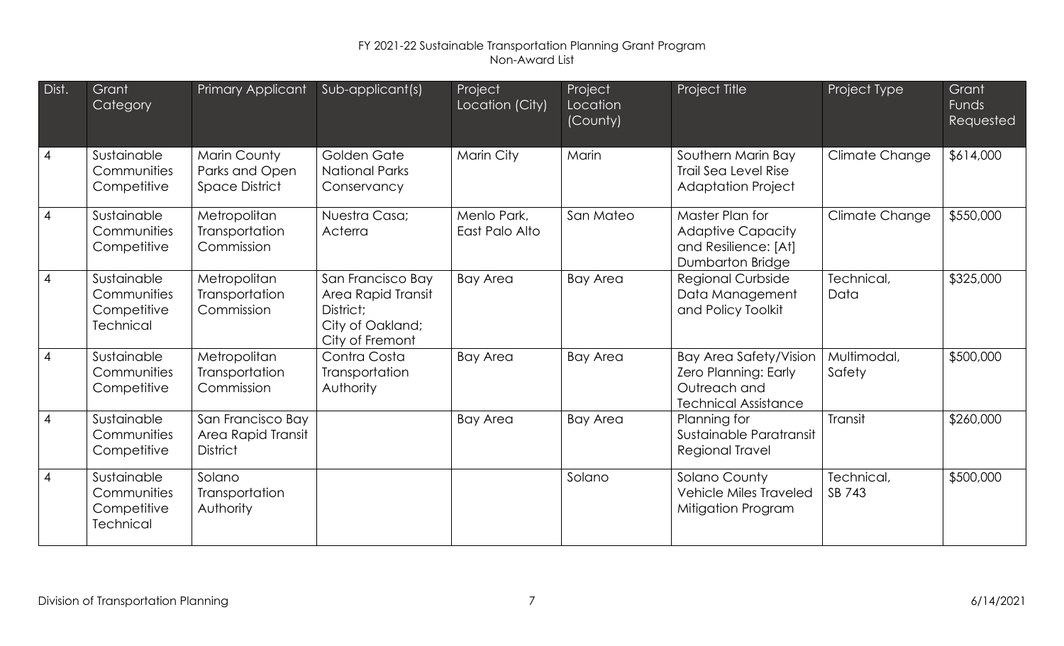FY 2021-22 Sustainable Transportation Planning Grant Program
Non-Award List

| Dist. | Grant Category | Primary Applicant | Sub-applicant(s) | Project Location (City) | Project Location (County) | Project Title | Project Type | Grant Funds Requested |
|---|---|---|---|---|---|---|---|---|
| 4 | Sustainable Communities Competitive | Marin County Parks and Open Space District | Golden Gate National Parks Conservancy | Marin City | Marin | Southern Marin Bay Trail Sea Level Rise Adaptation Project | Climate Change | $614,000 |
| 4 | Sustainable Communities Competitive | Metropolitan Transportation Commission | Nuestra Casa; Acterra | Menlo Park, East Palo Alto | San Mateo | Master Plan for Adaptive Capacity and Resilience: [At] Dumbarton Bridge | Climate Change | $550,000 |
| 4 | Sustainable Communities Competitive Technical | Metropolitan Transportation Commission | San Francisco Bay Area Rapid Transit District; City of Oakland; City of Fremont | Bay Area | Bay Area | Regional Curbside Data Management and Policy Toolkit | Technical, Data | $325,000 |
| 4 | Sustainable Communities Competitive | Metropolitan Transportation Commission | Contra Costa Transportation Authority | Bay Area | Bay Area | Bay Area Safety/Vision Zero Planning: Early Outreach and Technical Assistance | Multimodal, Safety | $500,000 |
| 4 | Sustainable Communities Competitive | San Francisco Bay Area Rapid Transit District | | Bay Area | Bay Area | Planning for Sustainable Paratransit Regional Travel | Transit | $260,000 |
| 4 | Sustainable Communities Competitive Technical | Solano Transportation Authority | | | Solano | Solano County Vehicle Miles Traveled Mitigation Program | Technical, SB 743 | $500,000 |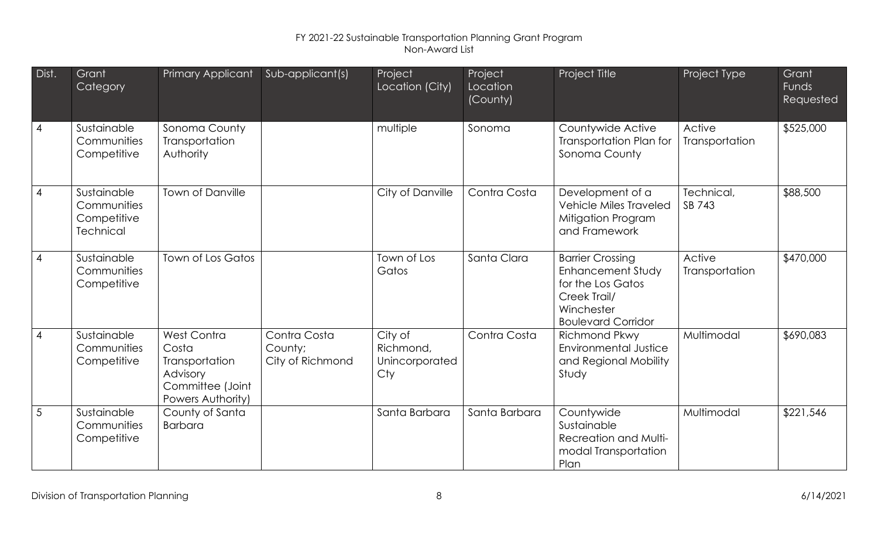FY 2021-22 Sustainable Transportation Planning Grant Program
Non-Award List

| Dist. | Grant Category | Primary Applicant | Sub-applicant(s) | Project Location (City) | Project Location (County) | Project Title | Project Type | Grant Funds Requested |
|---|---|---|---|---|---|---|---|---|
| 4 | Sustainable Communities Competitive | Sonoma County Transportation Authority | | multiple | Sonoma | Countywide Active Transportation Plan for Sonoma County | Active Transportation | $525,000 |
| 4 | Sustainable Communities Competitive Technical | Town of Danville | | City of Danville | Contra Costa | Development of a Vehicle Miles Traveled Mitigation Program and Framework | Technical, SB 743 | $88,500 |
| 4 | Sustainable Communities Competitive | Town of Los Gatos | | Town of Los Gatos | Santa Clara | Barrier Crossing Enhancement Study for the Los Gatos Creek Trail/ Winchester Boulevard Corridor | Active Transportation | $470,000 |
| 4 | Sustainable Communities Competitive | West Contra Costa Transportation Advisory Committee (Joint Powers Authority) | Contra Costa County; City of Richmond | City of Richmond, Unincorporated Cty | Contra Costa | Richmond Pkwy Environmental Justice and Regional Mobility Study | Multimodal | $690,083 |
| 5 | Sustainable Communities Competitive | County of Santa Barbara | | Santa Barbara | Santa Barbara | Countywide Sustainable Recreation and Multi-modal Transportation Plan | Multimodal | $221,546 |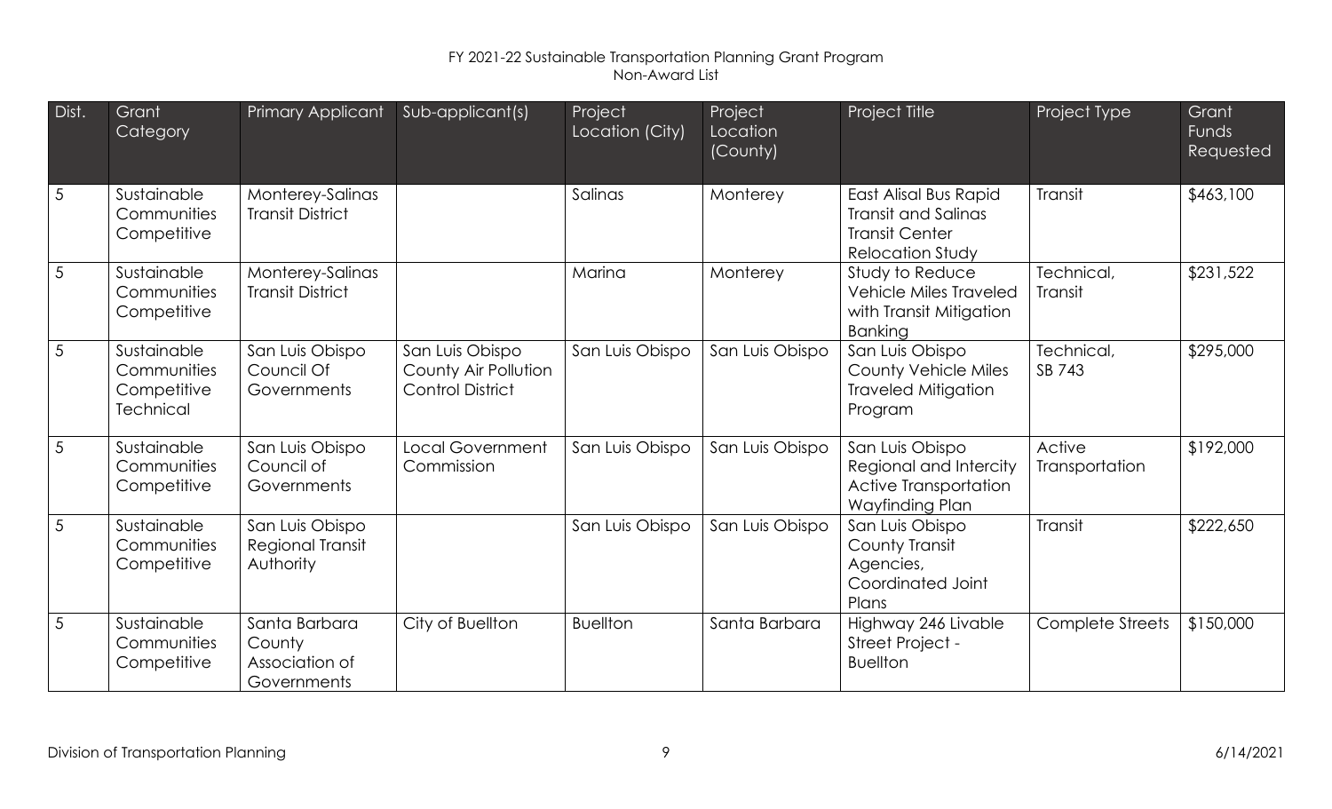FY 2021-22 Sustainable Transportation Planning Grant Program
Non-Award List

| Dist. | Grant Category | Primary Applicant | Sub-applicant(s) | Project Location (City) | Project Location (County) | Project Title | Project Type | Grant Funds Requested |
|---|---|---|---|---|---|---|---|---|
| 5 | Sustainable Communities Competitive | Monterey-Salinas Transit District | | Salinas | Monterey | East Alisal Bus Rapid Transit and Salinas Transit Center Relocation Study | Transit | $463,100 |
| 5 | Sustainable Communities Competitive | Monterey-Salinas Transit District | | Marina | Monterey | Study to Reduce Vehicle Miles Traveled with Transit Mitigation Banking | Technical, Transit | $231,522 |
| 5 | Sustainable Communities Competitive Technical | San Luis Obispo Council Of Governments | San Luis Obispo County Air Pollution Control District | San Luis Obispo | San Luis Obispo | San Luis Obispo County Vehicle Miles Traveled Mitigation Program | Technical, SB 743 | $295,000 |
| 5 | Sustainable Communities Competitive | San Luis Obispo Council of Governments | Local Government Commission | San Luis Obispo | San Luis Obispo | San Luis Obispo Regional and Intercity Active Transportation Wayfinding Plan | Active Transportation | $192,000 |
| 5 | Sustainable Communities Competitive | San Luis Obispo Regional Transit Authority | | San Luis Obispo | San Luis Obispo | San Luis Obispo County Transit Agencies, Coordinated Joint Plans | Transit | $222,650 |
| 5 | Sustainable Communities Competitive | Santa Barbara County Association of Governments | City of Buellton | Buellton | Santa Barbara | Highway 246 Livable Street Project - Buellton | Complete Streets | $150,000 |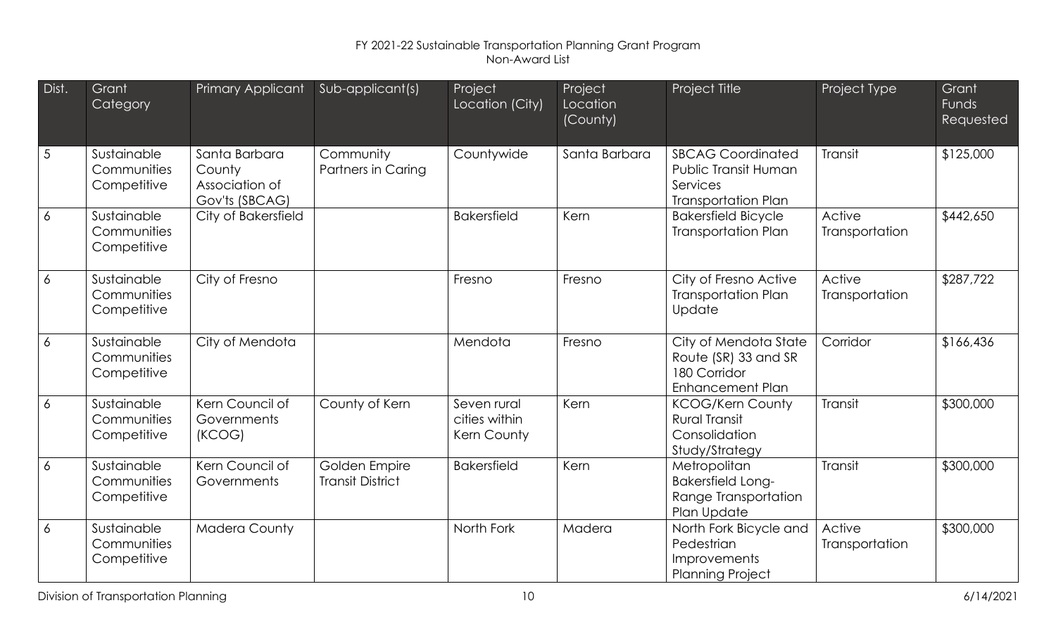FY 2021-22 Sustainable Transportation Planning Grant Program
Non-Award List

| Dist. | Grant Category | Primary Applicant | Sub-applicant(s) | Project Location (City) | Project Location (County) | Project Title | Project Type | Grant Funds Requested |
|---|---|---|---|---|---|---|---|---|
| 5 | Sustainable Communities Competitive | Santa Barbara County Association of Gov'ts (SBCAG) | Community Partners in Caring | Countywide | Santa Barbara | SBCAG Coordinated Public Transit Human Services Transportation Plan | Transit | $125,000 |
| 6 | Sustainable Communities Competitive | City of Bakersfield | | Bakersfield | Kern | Bakersfield Bicycle Transportation Plan | Active Transportation | $442,650 |
| 6 | Sustainable Communities Competitive | City of Fresno | | Fresno | Fresno | City of Fresno Active Transportation Plan Update | Active Transportation | $287,722 |
| 6 | Sustainable Communities Competitive | City of Mendota | | Mendota | Fresno | City of Mendota State Route (SR) 33 and SR 180 Corridor Enhancement Plan | Corridor | $166,436 |
| 6 | Sustainable Communities Competitive | Kern Council of Governments (KCOG) | County of Kern | Seven rural cities within Kern County | Kern | KCOG/Kern County Rural Transit Consolidation Study/Strategy | Transit | $300,000 |
| 6 | Sustainable Communities Competitive | Kern Council of Governments | Golden Empire Transit District | Bakersfield | Kern | Metropolitan Bakersfield Long-Range Transportation Plan Update | Transit | $300,000 |
| 6 | Sustainable Communities Competitive | Madera County | | North Fork | Madera | North Fork Bicycle and Pedestrian Improvements Planning Project | Active Transportation | $300,000 |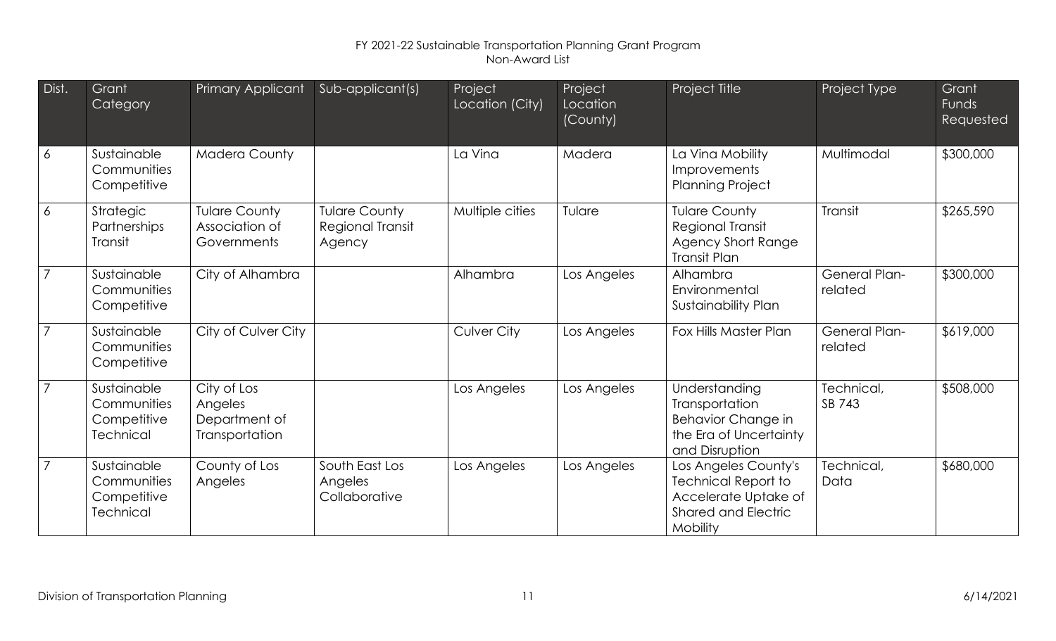FY 2021-22 Sustainable Transportation Planning Grant Program
Non-Award List

| Dist. | Grant Category | Primary Applicant | Sub-applicant(s) | Project Location (City) | Project Location (County) | Project Title | Project Type | Grant Funds Requested |
|---|---|---|---|---|---|---|---|---|
| 6 | Sustainable Communities Competitive | Madera County | | La Vina | Madera | La Vina Mobility Improvements Planning Project | Multimodal | $300,000 |
| 6 | Strategic Partnerships Transit | Tulare County Association of Governments | Tulare County Regional Transit Agency | Multiple cities | Tulare | Tulare County Regional Transit Agency Short Range Transit Plan | Transit | $265,590 |
| 7 | Sustainable Communities Competitive | City of Alhambra | | Alhambra | Los Angeles | Alhambra Environmental Sustainability Plan | General Plan-related | $300,000 |
| 7 | Sustainable Communities Competitive | City of Culver City | | Culver City | Los Angeles | Fox Hills Master Plan | General Plan-related | $619,000 |
| 7 | Sustainable Communities Competitive Technical | City of Los Angeles Department of Transportation | | Los Angeles | Los Angeles | Understanding Transportation Behavior Change in the Era of Uncertainty and Disruption | Technical, SB 743 | $508,000 |
| 7 | Sustainable Communities Competitive Technical | County of Los Angeles | South East Los Angeles Collaborative | Los Angeles | Los Angeles | Los Angeles County's Technical Report to Accelerate Uptake of Shared and Electric Mobility | Technical, Data | $680,000 |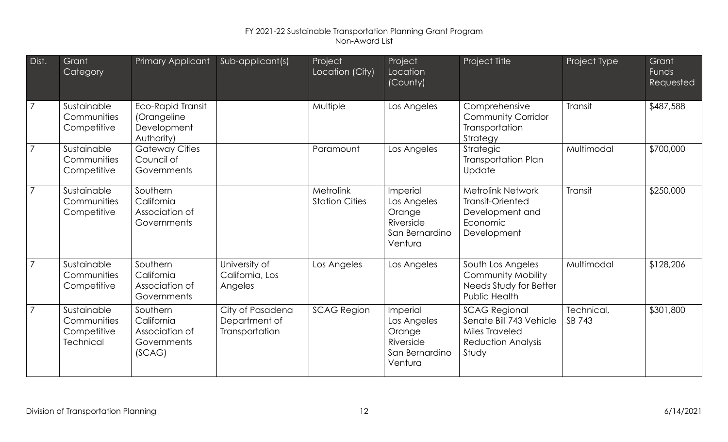FY 2021-22 Sustainable Transportation Planning Grant Program
Non-Award List

| Dist. | Grant Category | Primary Applicant | Sub-applicant(s) | Project Location (City) | Project Location (County) | Project Title | Project Type | Grant Funds Requested |
|---|---|---|---|---|---|---|---|---|
| 7 | Sustainable Communities Competitive | Eco-Rapid Transit (Orangeline Development Authority) | | Multiple | Los Angeles | Comprehensive Community Corridor Transportation Strategy | Transit | $487,588 |
| 7 | Sustainable Communities Competitive | Gateway Cities Council of Governments | | Paramount | Los Angeles | Strategic Transportation Plan Update | Multimodal | $700,000 |
| 7 | Sustainable Communities Competitive | Southern California Association of Governments | | Metrolink Station Cities | Imperial Los Angeles Orange Riverside San Bernardino Ventura | Metrolink Network Transit-Oriented Development and Economic Development | Transit | $250,000 |
| 7 | Sustainable Communities Competitive | Southern California Association of Governments | University of California, Los Angeles | Los Angeles | Los Angeles | South Los Angeles Community Mobility Needs Study for Better Public Health | Multimodal | $128,206 |
| 7 | Sustainable Communities Competitive Technical | Southern California Association of Governments (SCAG) | City of Pasadena Department of Transportation | SCAG Region | Imperial Los Angeles Orange Riverside San Bernardino Ventura | SCAG Regional Senate Bill 743 Vehicle Miles Traveled Reduction Analysis Study | Technical, SB 743 | $301,800 |

Division of Transportation Planning 6/14/2021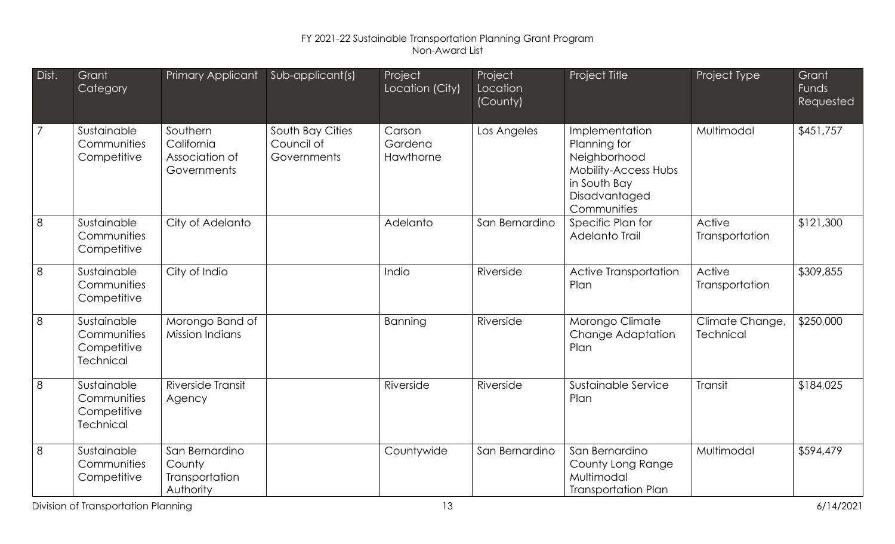FY 2021-22 Sustainable Transportation Planning Grant Program
Non-Award List

| Dist. | Grant Category | Primary Applicant | Sub-applicant(s) | Project Location (City) | Project Location (County) | Project Title | Project Type | Grant Funds Requested |
|---|---|---|---|---|---|---|---|---|
| 7 | Sustainable Communities Competitive | Southern California Association of Governments | South Bay Cities Council of Governments | Carson Gardena Hawthorne | Los Angeles | Implementation Planning for Neighborhood Mobility-Access Hubs in South Bay Disadvantaged Communities | Multimodal | $451,757 |
| 8 | Sustainable Communities Competitive | City of Adelanto | | Adelanto | San Bernardino | Specific Plan for Adelanto Trail | Active Transportation | $121,300 |
| 8 | Sustainable Communities Competitive | City of Indio | | Indio | Riverside | Active Transportation Plan | Active Transportation | $309,855 |
| 8 | Sustainable Communities Competitive Technical | Morongo Band of Mission Indians | | Banning | Riverside | Morongo Climate Change Adaptation Plan | Climate Change, Technical | $250,000 |
| 8 | Sustainable Communities Competitive Technical | Riverside Transit Agency | | Riverside | Riverside | Sustainable Service Plan | Transit | $184,025 |
| 8 | Sustainable Communities Competitive | San Bernardino County Transportation Authority | | Countywide | San Bernardino | San Bernardino County Long Range Multimodal Transportation Plan | Multimodal | $594,479 |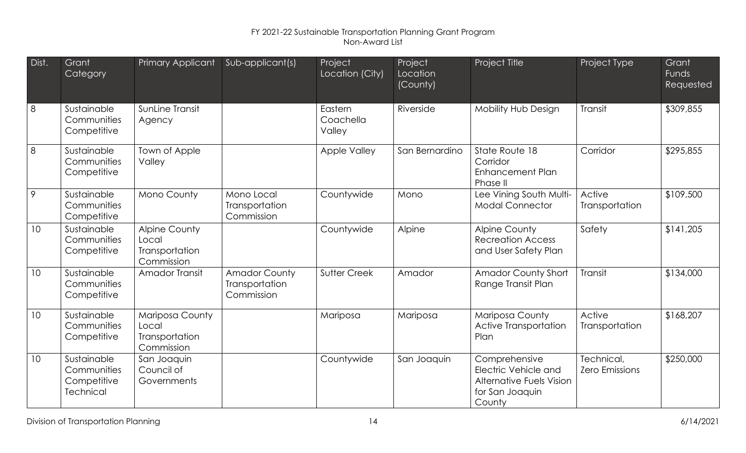FY 2021-22 Sustainable Transportation Planning Grant Program
Non-Award List

| Dist. | Grant Category | Primary Applicant | Sub-applicant(s) | Project Location (City) | Project Location (County) | Project Title | Project Type | Grant Funds Requested |
|---|---|---|---|---|---|---|---|---|
| 8 | Sustainable Communities Competitive | SunLine Transit Agency | | Eastern Coachella Valley | Riverside | Mobility Hub Design | Transit | $309,855 |
| 8 | Sustainable Communities Competitive | Town of Apple Valley | | Apple Valley | San Bernardino | State Route 18 Corridor Enhancement Plan Phase II | Corridor | $295,855 |
| 9 | Sustainable Communities Competitive | Mono County | Mono Local Transportation Commission | Countywide | Mono | Lee Vining South Multi-Modal Connector | Active Transportation | $109,500 |
| 10 | Sustainable Communities Competitive | Alpine County Local Transportation Commission | | Countywide | Alpine | Alpine County Recreation Access and User Safety Plan | Safety | $141,205 |
| 10 | Sustainable Communities Competitive | Amador Transit | Amador County Transportation Commission | Sutter Creek | Amador | Amador County Short Range Transit Plan | Transit | $134,000 |
| 10 | Sustainable Communities Competitive | Mariposa County Local Transportation Commission | | Mariposa | Mariposa | Mariposa County Active Transportation Plan | Active Transportation | $168,207 |
| 10 | Sustainable Communities Competitive Technical | San Joaquin Council of Governments | | Countywide | San Joaquin | Comprehensive Electric Vehicle and Alternative Fuels Vision for San Joaquin County | Technical, Zero Emissions | $250,000 |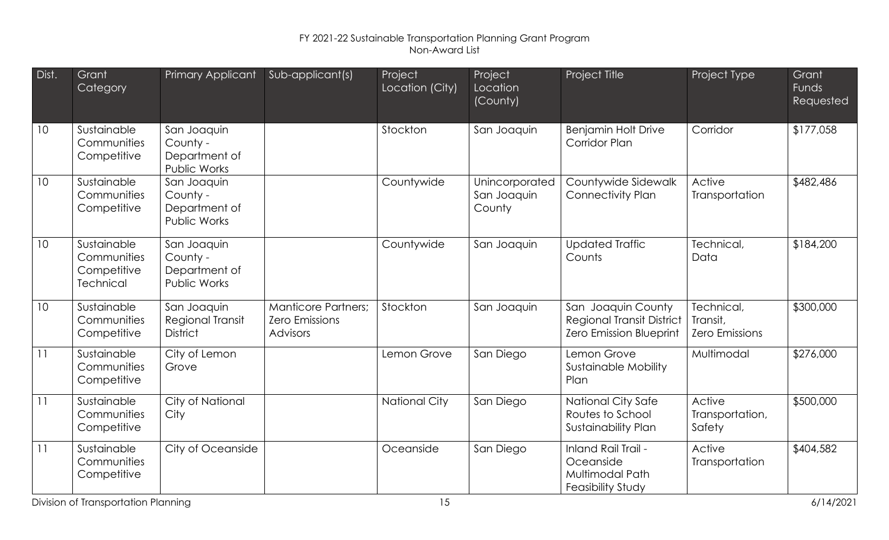FY 2021-22 Sustainable Transportation Planning Grant Program
Non-Award List

| Dist. | Grant Category | Primary Applicant | Sub-applicant(s) | Project Location (City) | Project Location (County) | Project Title | Project Type | Grant Funds Requested |
|---|---|---|---|---|---|---|---|---|
| 10 | Sustainable Communities Competitive | San Joaquin County - Department of Public Works | | Stockton | San Joaquin | Benjamin Holt Drive Corridor Plan | Corridor | $177,058 |
| 10 | Sustainable Communities Competitive | San Joaquin County - Department of Public Works | | Countywide | Unincorporated San Joaquin County | Countywide Sidewalk Connectivity Plan | Active Transportation | $482,486 |
| 10 | Sustainable Communities Competitive Technical | San Joaquin County - Department of Public Works | | Countywide | San Joaquin | Updated Traffic Counts | Technical, Data | $184,200 |
| 10 | Sustainable Communities Competitive | San Joaquin Regional Transit District | Manticore Partners; Zero Emissions Advisors | Stockton | San Joaquin | San Joaquin County Regional Transit District Zero Emission Blueprint | Technical, Transit, Zero Emissions | $300,000 |
| 11 | Sustainable Communities Competitive | City of Lemon Grove | | Lemon Grove | San Diego | Lemon Grove Sustainable Mobility Plan | Multimodal | $276,000 |
| 11 | Sustainable Communities Competitive | City of National City | | National City | San Diego | National City Safe Routes to School Sustainability Plan | Active Transportation, Safety | $500,000 |
| 11 | Sustainable Communities Competitive | City of Oceanside | | Oceanside | San Diego | Inland Rail Trail - Oceanside Multimodal Path Feasibility Study | Active Transportation | $404,582 |

Division of Transportation Planning 6/14/2021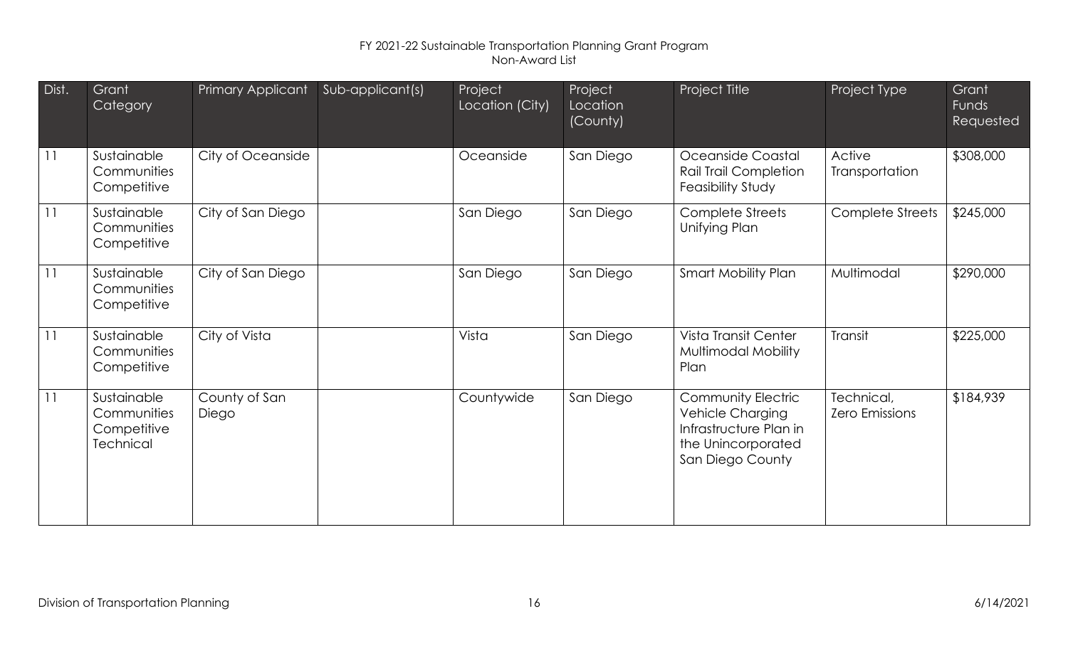FY 2021-22 Sustainable Transportation Planning Grant Program
Non-Award List

| Dist. | Grant Category | Primary Applicant | Sub-applicant(s) | Project Location (City) | Project Location (County) | Project Title | Project Type | Grant Funds Requested |
|---|---|---|---|---|---|---|---|---|
| 11 | Sustainable Communities Competitive | City of Oceanside | | Oceanside | San Diego | Oceanside Coastal Rail Trail Completion Feasibility Study | Active Transportation | $308,000 |
| 11 | Sustainable Communities Competitive | City of San Diego | | San Diego | San Diego | Complete Streets Unifying Plan | Complete Streets | $245,000 |
| 11 | Sustainable Communities Competitive | City of San Diego | | San Diego | San Diego | Smart Mobility Plan | Multimodal | $290,000 |
| 11 | Sustainable Communities Competitive | City of Vista | | Vista | San Diego | Vista Transit Center Multimodal Mobility Plan | Transit | $225,000 |
| 11 | Sustainable Communities Competitive Technical | County of San Diego | | Countywide | San Diego | Community Electric Vehicle Charging Infrastructure Plan in the Unincorporated San Diego County | Technical, Zero Emissions | $184,939 |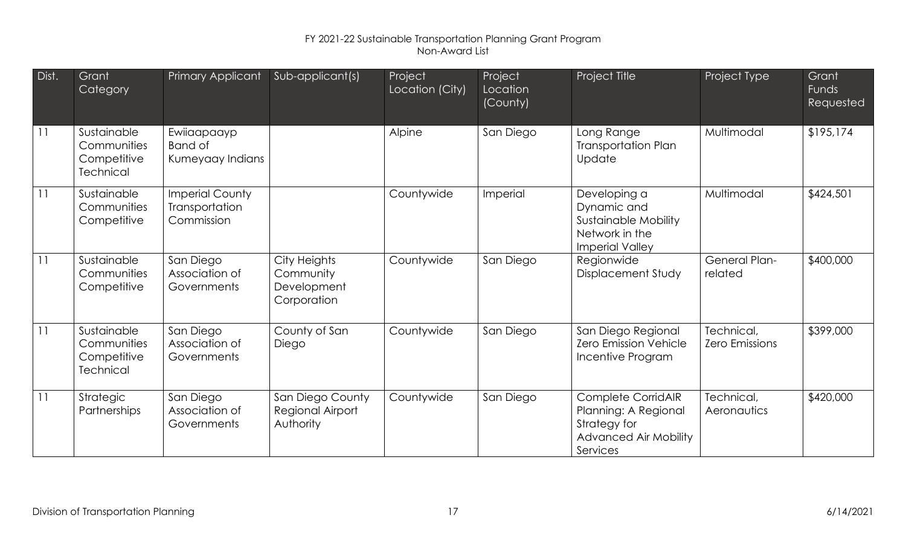FY 2021-22 Sustainable Transportation Planning Grant Program
Non-Award List

| Dist. | Grant Category | Primary Applicant | Sub-applicant(s) | Project Location (City) | Project Location (County) | Project Title | Project Type | Grant Funds Requested |
|---|---|---|---|---|---|---|---|---|
| 11 | Sustainable Communities Competitive Technical | Ewiiaapaayp Band of Kumeyaay Indians | | Alpine | San Diego | Long Range Transportation Plan Update | Multimodal | $195,174 |
| 11 | Sustainable Communities Competitive | Imperial County Transportation Commission | | Countywide | Imperial | Developing a Dynamic and Sustainable Mobility Network in the Imperial Valley | Multimodal | $424,501 |
| 11 | Sustainable Communities Competitive | San Diego Association of Governments | City Heights Community Development Corporation | Countywide | San Diego | Regionwide Displacement Study | General Plan-related | $400,000 |
| 11 | Sustainable Communities Competitive Technical | San Diego Association of Governments | County of San Diego | Countywide | San Diego | San Diego Regional Zero Emission Vehicle Incentive Program | Technical, Zero Emissions | $399,000 |
| 11 | Strategic Partnerships | San Diego Association of Governments | San Diego County Regional Airport Authority | Countywide | San Diego | Complete CorridAIR Planning: A Regional Strategy for Advanced Air Mobility Services | Technical, Aeronautics | $420,000 |

Division of Transportation Planning 6/14/2021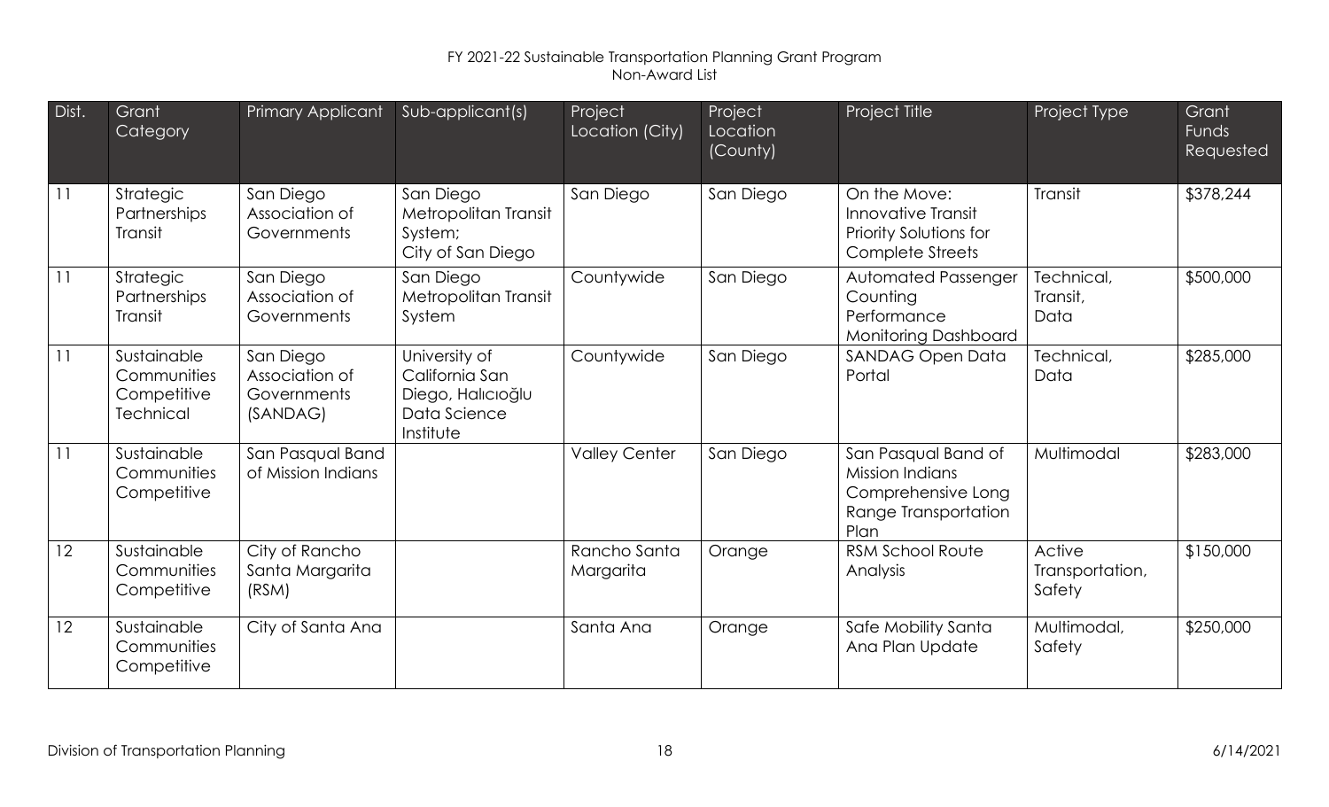FY 2021-22 Sustainable Transportation Planning Grant Program
Non-Award List

| Dist. | Grant Category | Primary Applicant | Sub-applicant(s) | Project Location (City) | Project Location (County) | Project Title | Project Type | Grant Funds Requested |
|---|---|---|---|---|---|---|---|---|
| 11 | Strategic Partnerships Transit | San Diego Association of Governments | San Diego Metropolitan Transit System; City of San Diego | San Diego | San Diego | On the Move: Innovative Transit Priority Solutions for Complete Streets | Transit | $378,244 |
| 11 | Strategic Partnerships Transit | San Diego Association of Governments | San Diego Metropolitan Transit System | Countywide | San Diego | Automated Passenger Counting Performance Monitoring Dashboard | Technical, Transit, Data | $500,000 |
| 11 | Sustainable Communities Competitive Technical | San Diego Association of Governments (SANDAG) | University of California San Diego, Halıcıoğlu Data Science Institute | Countywide | San Diego | SANDAG Open Data Portal | Technical, Data | $285,000 |
| 11 | Sustainable Communities Competitive | San Pasqual Band of Mission Indians | | Valley Center | San Diego | San Pasqual Band of Mission Indians Comprehensive Long Range Transportation Plan | Multimodal | $283,000 |
| 12 | Sustainable Communities Competitive | City of Rancho Santa Margarita (RSM) | | Rancho Santa Margarita | Orange | RSM School Route Analysis | Active Transportation, Safety | $150,000 |
| 12 | Sustainable Communities Competitive | City of Santa Ana | | Santa Ana | Orange | Safe Mobility Santa Ana Plan Update | Multimodal, Safety | $250,000 |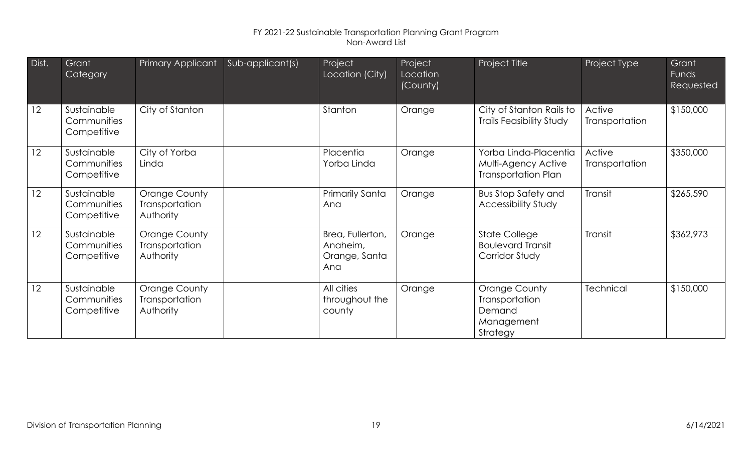FY 2021-22 Sustainable Transportation Planning Grant Program
Non-Award List

| Dist. | Grant Category | Primary Applicant | Sub-applicant(s) | Project Location (City) | Project Location (County) | Project Title | Project Type | Grant Funds Requested |
|---|---|---|---|---|---|---|---|---|
| 12 | Sustainable Communities Competitive | City of Stanton | | Stanton | Orange | City of Stanton Rails to Trails Feasibility Study | Active Transportation | $150,000 |
| 12 | Sustainable Communities Competitive | City of Yorba Linda | | Placentia Yorba Linda | Orange | Yorba Linda-Placentia Multi-Agency Active Transportation Plan | Active Transportation | $350,000 |
| 12 | Sustainable Communities Competitive | Orange County Transportation Authority | | Primarily Santa Ana | Orange | Bus Stop Safety and Accessibility Study | Transit | $265,590 |
| 12 | Sustainable Communities Competitive | Orange County Transportation Authority | | Brea, Fullerton, Anaheim, Orange, Santa Ana | Orange | State College Boulevard Transit Corridor Study | Transit | $362,973 |
| 12 | Sustainable Communities Competitive | Orange County Transportation Authority | | All cities throughout the county | Orange | Orange County Transportation Demand Management Strategy | Technical | $150,000 |

Division of Transportation Planning 6/14/2021